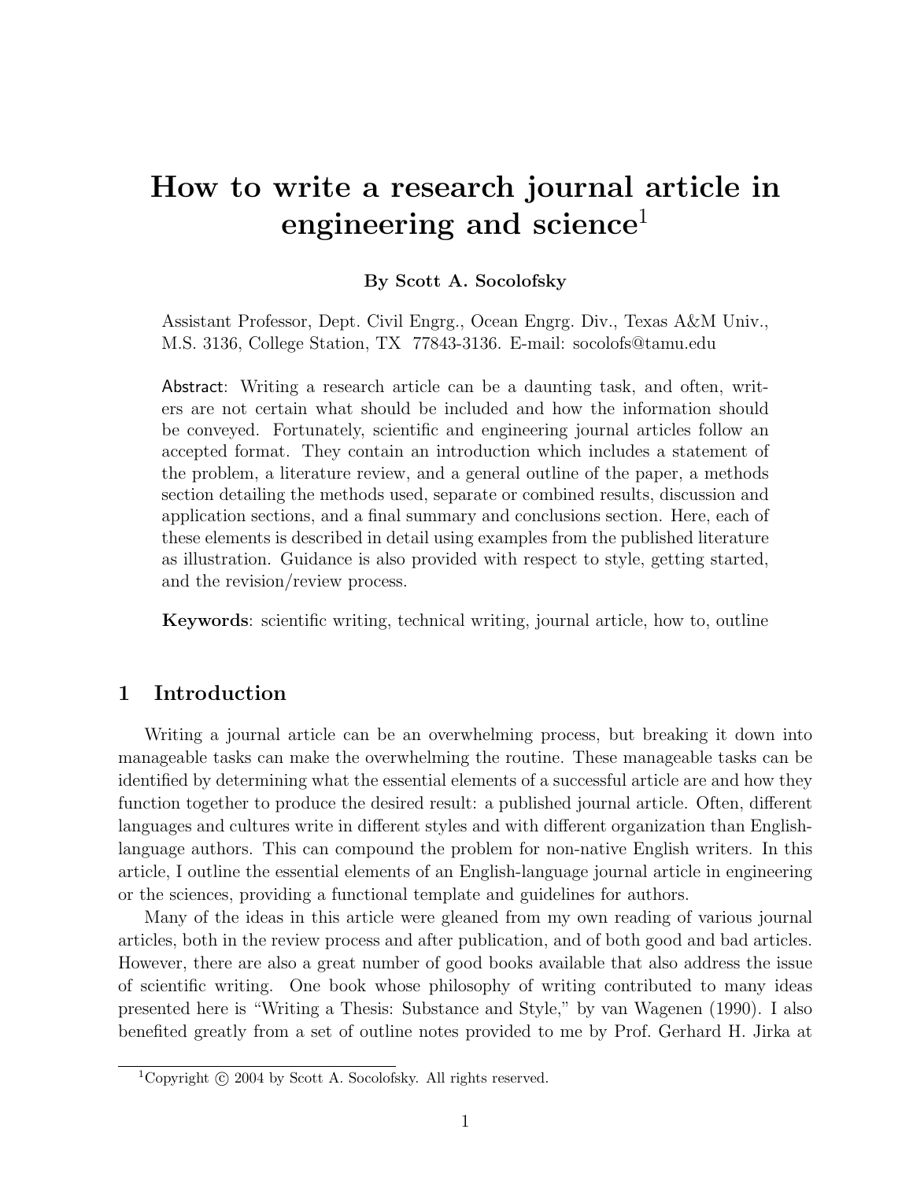# How to write a research journal article in engineering and science[1]

**By Scott A. Socolofsky**

Assistant Professor, Dept. Civil Engrg., Ocean Engrg. Div., Texas A&M Univ., M.S. 3136, College Station, TX 77843-3136. E-mail: socolofs@tamu.edu

Abstract: Writing a research article can be a daunting task, and often, writers are not certain what should be included and how the information should be conveyed. Fortunately, scientific and engineering journal articles follow an accepted format. They contain an introduction which includes a statement of the problem, a literature review, and a general outline of the paper, a methods section detailing the methods used, separate or combined results, discussion and application sections, and a final summary and conclusions section. Here, each of these elements is described in detail using examples from the published literature as illustration. Guidance is also provided with respect to style, getting started, and the revision/review process.

**Keywords**: scientific writing, technical writing, journal article, how to, outline

## 1 Introduction

Writing a journal article can be an overwhelming process, but breaking it down into manageable tasks can make the overwhelming the routine. These manageable tasks can be identified by determining what the essential elements of a successful article are and how they function together to produce the desired result: a published journal article. Often, different languages and cultures write in different styles and with different organization than English-language authors. This can compound the problem for non-native English writers. In this article, I outline the essential elements of an English-language journal article in engineering or the sciences, providing a functional template and guidelines for authors.

Many of the ideas in this article were gleaned from my own reading of various journal articles, both in the review process and after publication, and of both good and bad articles. However, there are also a great number of good books available that also address the issue of scientific writing. One book whose philosophy of writing contributed to many ideas presented here is "Writing a Thesis: Substance and Style," by van Wagenen (1990). I also benefited greatly from a set of outline notes provided to me by Prof. Gerhard H. Jirka at

[1] Copyright © 2004 by Scott A. Socolofsky. All rights reserved.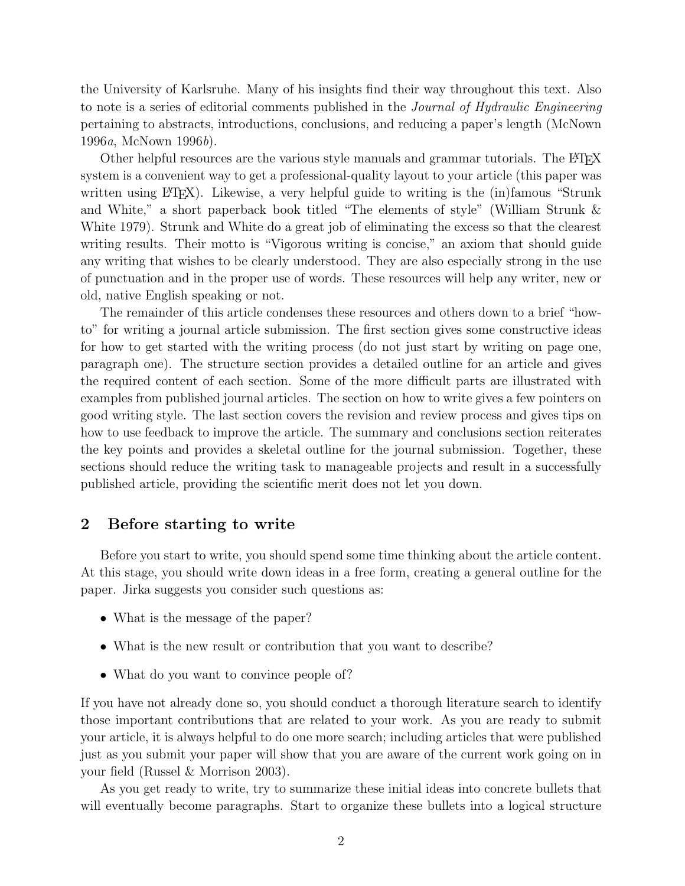the University of Karlsruhe. Many of his insights find their way throughout this text. Also to note is a series of editorial comments published in the *Journal of Hydraulic Engineering* pertaining to abstracts, introductions, conclusions, and reducing a paper's length (McNown 1996*a*, McNown 1996*b*).

Other helpful resources are the various style manuals and grammar tutorials. The LaTeX system is a convenient way to get a professional-quality layout to your article (this paper was written using LaTeX). Likewise, a very helpful guide to writing is the (in)famous "Strunk and White," a short paperback book titled "The elements of style" (William Strunk & White 1979). Strunk and White do a great job of eliminating the excess so that the clearest writing results. Their motto is "Vigorous writing is concise," an axiom that should guide any writing that wishes to be clearly understood. They are also especially strong in the use of punctuation and in the proper use of words. These resources will help any writer, new or old, native English speaking or not.

The remainder of this article condenses these resources and others down to a brief "how-to" for writing a journal article submission. The first section gives some constructive ideas for how to get started with the writing process (do not just start by writing on page one, paragraph one). The structure section provides a detailed outline for an article and gives the required content of each section. Some of the more difficult parts are illustrated with examples from published journal articles. The section on how to write gives a few pointers on good writing style. The last section covers the revision and review process and gives tips on how to use feedback to improve the article. The summary and conclusions section reiterates the key points and provides a skeletal outline for the journal submission. Together, these sections should reduce the writing task to manageable projects and result in a successfully published article, providing the scientific merit does not let you down.

## 2 Before starting to write

Before you start to write, you should spend some time thinking about the article content. At this stage, you should write down ideas in a free form, creating a general outline for the paper. Jirka suggests you consider such questions as:

- What is the message of the paper?
- What is the new result or contribution that you want to describe?
- What do you want to convince people of?

If you have not already done so, you should conduct a thorough literature search to identify those important contributions that are related to your work. As you are ready to submit your article, it is always helpful to do one more search; including articles that were published just as you submit your paper will show that you are aware of the current work going on in your field (Russel & Morrison 2003).

As you get ready to write, try to summarize these initial ideas into concrete bullets that will eventually become paragraphs. Start to organize these bullets into a logical structure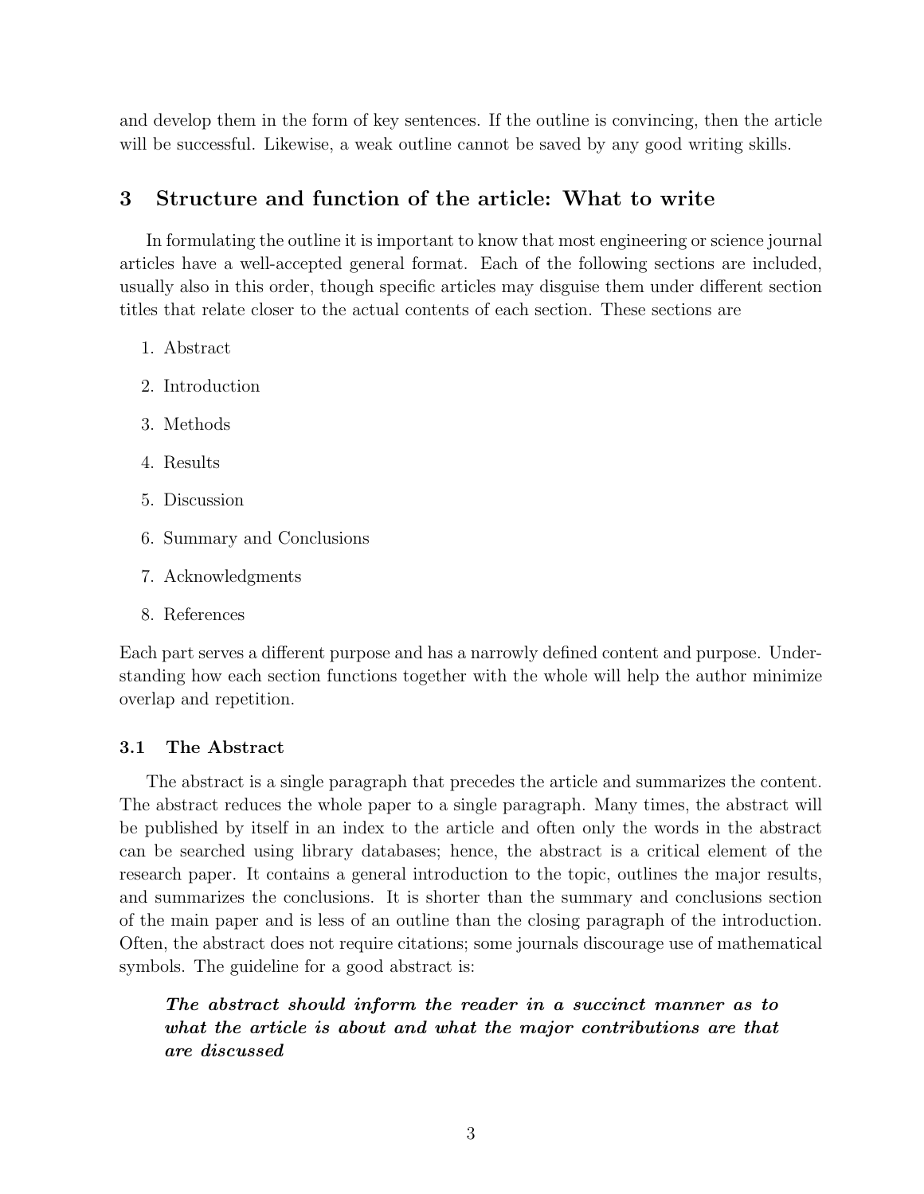and develop them in the form of key sentences. If the outline is convincing, then the article will be successful. Likewise, a weak outline cannot be saved by any good writing skills.

## 3 Structure and function of the article: What to write

In formulating the outline it is important to know that most engineering or science journal articles have a well-accepted general format. Each of the following sections are included, usually also in this order, though specific articles may disguise them under different section titles that relate closer to the actual contents of each section. These sections are

1. Abstract
2. Introduction
3. Methods
4. Results
5. Discussion
6. Summary and Conclusions
7. Acknowledgments
8. References

Each part serves a different purpose and has a narrowly defined content and purpose. Understanding how each section functions together with the whole will help the author minimize overlap and repetition.

### 3.1 The Abstract

The abstract is a single paragraph that precedes the article and summarizes the content. The abstract reduces the whole paper to a single paragraph. Many times, the abstract will be published by itself in an index to the article and often only the words in the abstract can be searched using library databases; hence, the abstract is a critical element of the research paper. It contains a general introduction to the topic, outlines the major results, and summarizes the conclusions. It is shorter than the summary and conclusions section of the main paper and is less of an outline than the closing paragraph of the introduction. Often, the abstract does not require citations; some journals discourage use of mathematical symbols. The guideline for a good abstract is:

> ***The abstract should inform the reader in a succinct manner as to what the article is about and what the major contributions are that are discussed***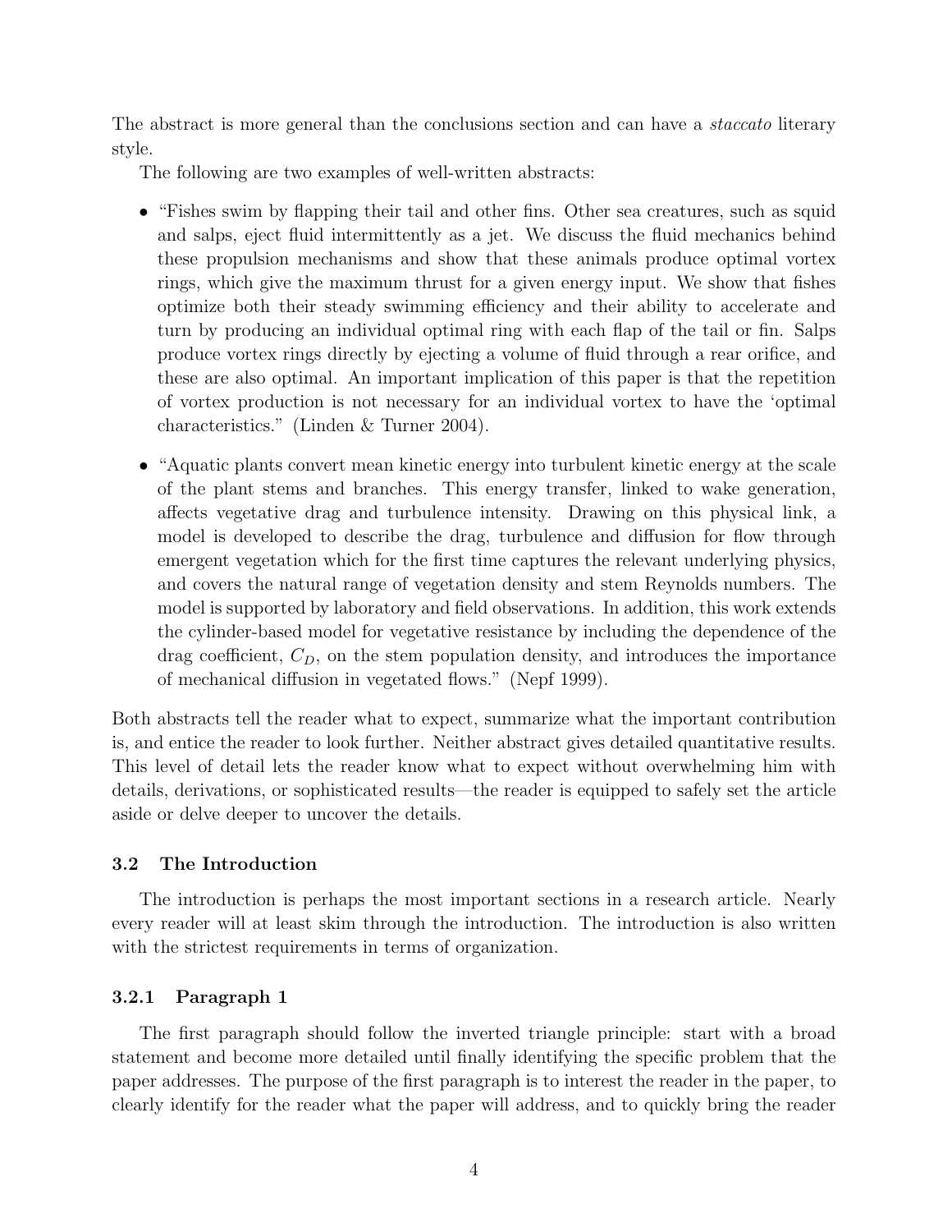The abstract is more general than the conclusions section and can have a *staccato* literary style.

The following are two examples of well-written abstracts:

- "Fishes swim by flapping their tail and other fins. Other sea creatures, such as squid and salps, eject fluid intermittently as a jet. We discuss the fluid mechanics behind these propulsion mechanisms and show that these animals produce optimal vortex rings, which give the maximum thrust for a given energy input. We show that fishes optimize both their steady swimming efficiency and their ability to accelerate and turn by producing an individual optimal ring with each flap of the tail or fin. Salps produce vortex rings directly by ejecting a volume of fluid through a rear orifice, and these are also optimal. An important implication of this paper is that the repetition of vortex production is not necessary for an individual vortex to have the 'optimal characteristics." (Linden & Turner 2004).
- "Aquatic plants convert mean kinetic energy into turbulent kinetic energy at the scale of the plant stems and branches. This energy transfer, linked to wake generation, affects vegetative drag and turbulence intensity. Drawing on this physical link, a model is developed to describe the drag, turbulence and diffusion for flow through emergent vegetation which for the first time captures the relevant underlying physics, and covers the natural range of vegetation density and stem Reynolds numbers. The model is supported by laboratory and field observations. In addition, this work extends the cylinder-based model for vegetative resistance by including the dependence of the drag coefficient, $C_D$, on the stem population density, and introduces the importance of mechanical diffusion in vegetated flows." (Nepf 1999).

Both abstracts tell the reader what to expect, summarize what the important contribution is, and entice the reader to look further. Neither abstract gives detailed quantitative results. This level of detail lets the reader know what to expect without overwhelming him with details, derivations, or sophisticated results—the reader is equipped to safely set the article aside or delve deeper to uncover the details.

### 3.2 The Introduction

The introduction is perhaps the most important sections in a research article. Nearly every reader will at least skim through the introduction. The introduction is also written with the strictest requirements in terms of organization.

#### 3.2.1 Paragraph 1

The first paragraph should follow the inverted triangle principle: start with a broad statement and become more detailed until finally identifying the specific problem that the paper addresses. The purpose of the first paragraph is to interest the reader in the paper, to clearly identify for the reader what the paper will address, and to quickly bring the reader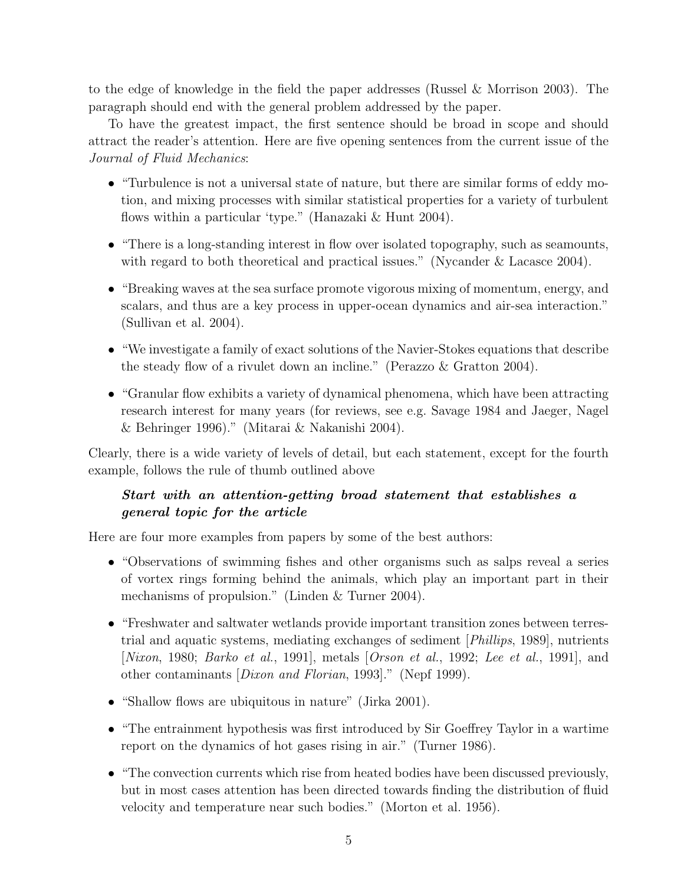to the edge of knowledge in the field the paper addresses (Russel & Morrison 2003). The paragraph should end with the general problem addressed by the paper.

To have the greatest impact, the first sentence should be broad in scope and should attract the reader's attention. Here are five opening sentences from the current issue of the *Journal of Fluid Mechanics*:

- "Turbulence is not a universal state of nature, but there are similar forms of eddy motion, and mixing processes with similar statistical properties for a variety of turbulent flows within a particular 'type." (Hanazaki & Hunt 2004).
- "There is a long-standing interest in flow over isolated topography, such as seamounts, with regard to both theoretical and practical issues." (Nycander & Lacasce 2004).
- "Breaking waves at the sea surface promote vigorous mixing of momentum, energy, and scalars, and thus are a key process in upper-ocean dynamics and air-sea interaction." (Sullivan et al. 2004).
- "We investigate a family of exact solutions of the Navier-Stokes equations that describe the steady flow of a rivulet down an incline." (Perazzo & Gratton 2004).
- "Granular flow exhibits a variety of dynamical phenomena, which have been attracting research interest for many years (for reviews, see e.g. Savage 1984 and Jaeger, Nagel & Behringer 1996)." (Mitarai & Nakanishi 2004).

Clearly, there is a wide variety of levels of detail, but each statement, except for the fourth example, follows the rule of thumb outlined above

> ***Start with an attention-getting broad statement that establishes a general topic for the article***

Here are four more examples from papers by some of the best authors:

- "Observations of swimming fishes and other organisms such as salps reveal a series of vortex rings forming behind the animals, which play an important part in their mechanisms of propulsion." (Linden & Turner 2004).
- "Freshwater and saltwater wetlands provide important transition zones between terrestrial and aquatic systems, mediating exchanges of sediment [*Phillips*, 1989], nutrients [*Nixon*, 1980; *Barko et al.*, 1991], metals [*Orson et al.*, 1992; *Lee et al.*, 1991], and other contaminants [*Dixon and Florian*, 1993]." (Nepf 1999).
- "Shallow flows are ubiquitous in nature" (Jirka 2001).
- "The entrainment hypothesis was first introduced by Sir Goeffrey Taylor in a wartime report on the dynamics of hot gases rising in air." (Turner 1986).
- "The convection currents which rise from heated bodies have been discussed previously, but in most cases attention has been directed towards finding the distribution of fluid velocity and temperature near such bodies." (Morton et al. 1956).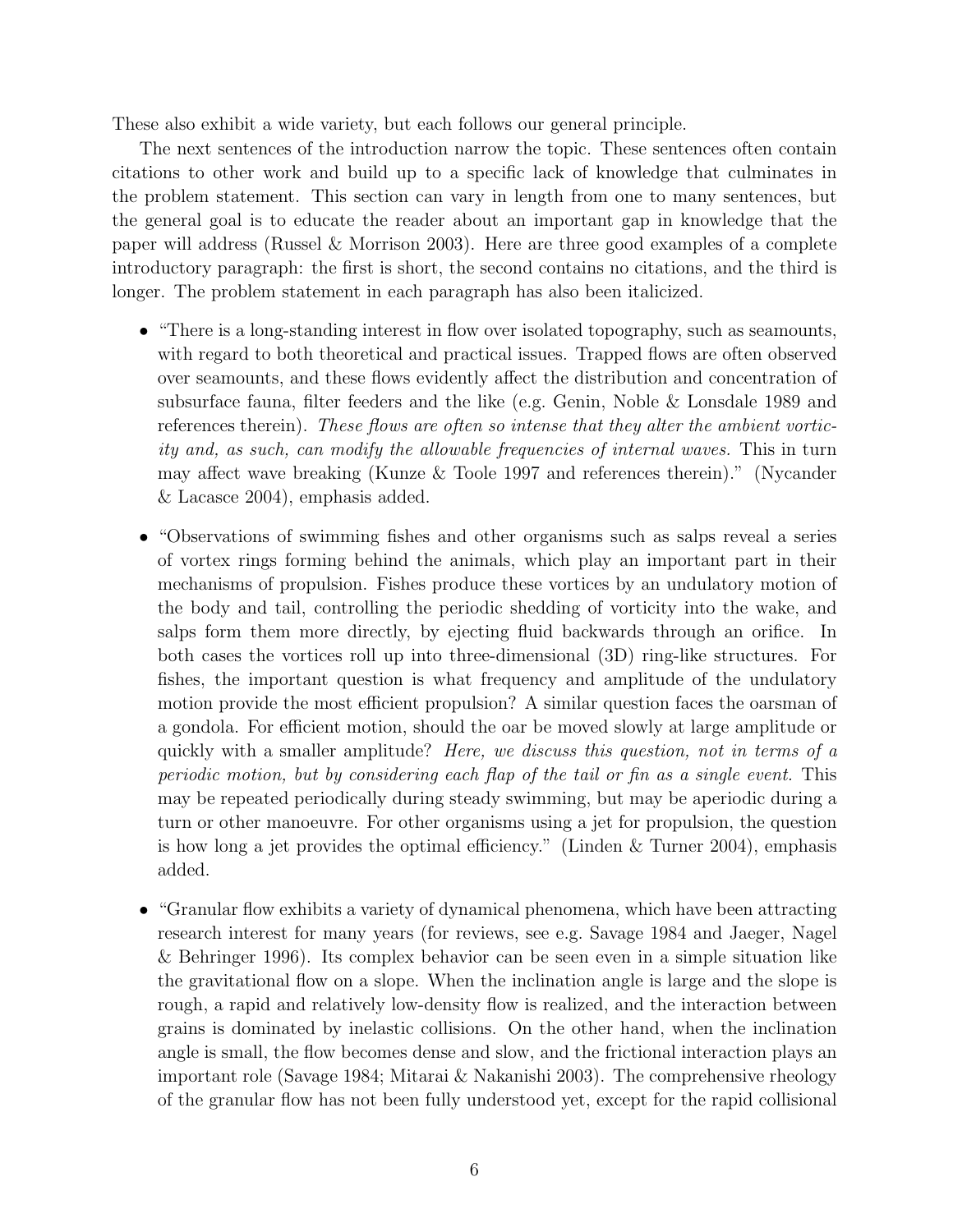These also exhibit a wide variety, but each follows our general principle.

The next sentences of the introduction narrow the topic. These sentences often contain citations to other work and build up to a specific lack of knowledge that culminates in the problem statement. This section can vary in length from one to many sentences, but the general goal is to educate the reader about an important gap in knowledge that the paper will address (Russel & Morrison 2003). Here are three good examples of a complete introductory paragraph: the first is short, the second contains no citations, and the third is longer. The problem statement in each paragraph has also been italicized.

- "There is a long-standing interest in flow over isolated topography, such as seamounts, with regard to both theoretical and practical issues. Trapped flows are often observed over seamounts, and these flows evidently affect the distribution and concentration of subsurface fauna, filter feeders and the like (e.g. Genin, Noble & Lonsdale 1989 and references therein). *These flows are often so intense that they alter the ambient vorticity and, as such, can modify the allowable frequencies of internal waves.* This in turn may affect wave breaking (Kunze & Toole 1997 and references therein)." (Nycander & Lacasce 2004), emphasis added.

- "Observations of swimming fishes and other organisms such as salps reveal a series of vortex rings forming behind the animals, which play an important part in their mechanisms of propulsion. Fishes produce these vortices by an undulatory motion of the body and tail, controlling the periodic shedding of vorticity into the wake, and salps form them more directly, by ejecting fluid backwards through an orifice. In both cases the vortices roll up into three-dimensional (3D) ring-like structures. For fishes, the important question is what frequency and amplitude of the undulatory motion provide the most efficient propulsion? A similar question faces the oarsman of a gondola. For efficient motion, should the oar be moved slowly at large amplitude or quickly with a smaller amplitude? *Here, we discuss this question, not in terms of a periodic motion, but by considering each flap of the tail or fin as a single event.* This may be repeated periodically during steady swimming, but may be aperiodic during a turn or other manoeuvre. For other organisms using a jet for propulsion, the question is how long a jet provides the optimal efficiency." (Linden & Turner 2004), emphasis added.

- "Granular flow exhibits a variety of dynamical phenomena, which have been attracting research interest for many years (for reviews, see e.g. Savage 1984 and Jaeger, Nagel & Behringer 1996). Its complex behavior can be seen even in a simple situation like the gravitational flow on a slope. When the inclination angle is large and the slope is rough, a rapid and relatively low-density flow is realized, and the interaction between grains is dominated by inelastic collisions. On the other hand, when the inclination angle is small, the flow becomes dense and slow, and the frictional interaction plays an important role (Savage 1984; Mitarai & Nakanishi 2003). The comprehensive rheology of the granular flow has not been fully understood yet, except for the rapid collisional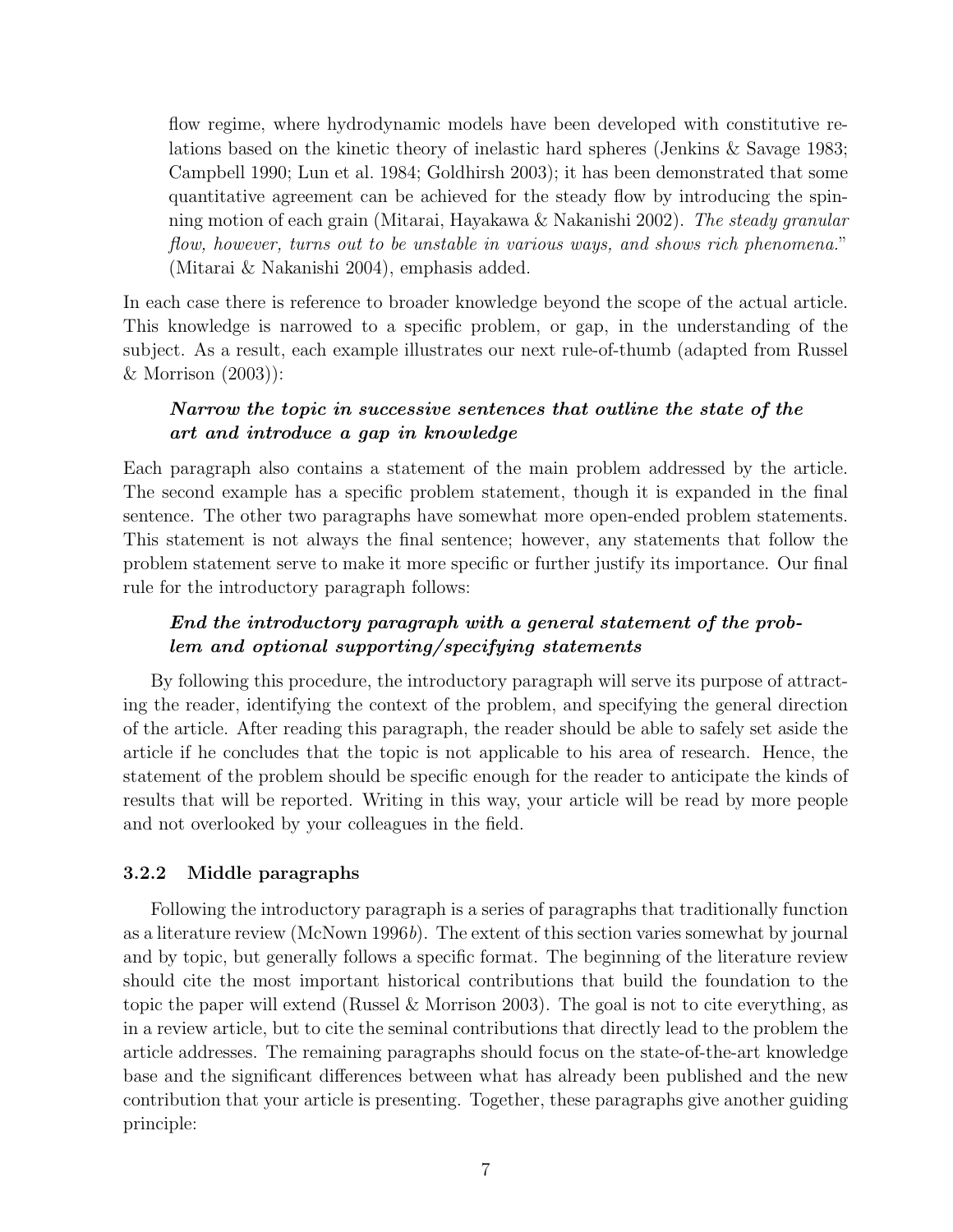> flow regime, where hydrodynamic models have been developed with constitutive relations based on the kinetic theory of inelastic hard spheres (Jenkins & Savage 1983; Campbell 1990; Lun et al. 1984; Goldhirsh 2003); it has been demonstrated that some quantitative agreement can be achieved for the steady flow by introducing the spinning motion of each grain (Mitarai, Hayakawa & Nakanishi 2002). *The steady granular flow, however, turns out to be unstable in various ways, and shows rich phenomena.*" (Mitarai & Nakanishi 2004), emphasis added.

In each case there is reference to broader knowledge beyond the scope of the actual article. This knowledge is narrowed to a specific problem, or gap, in the understanding of the subject. As a result, each example illustrates our next rule-of-thumb (adapted from Russel & Morrison (2003)):

> ***Narrow the topic in successive sentences that outline the state of the art and introduce a gap in knowledge***

Each paragraph also contains a statement of the main problem addressed by the article. The second example has a specific problem statement, though it is expanded in the final sentence. The other two paragraphs have somewhat more open-ended problem statements. This statement is not always the final sentence; however, any statements that follow the problem statement serve to make it more specific or further justify its importance. Our final rule for the introductory paragraph follows:

> ***End the introductory paragraph with a general statement of the problem and optional supporting/specifying statements***

By following this procedure, the introductory paragraph will serve its purpose of attracting the reader, identifying the context of the problem, and specifying the general direction of the article. After reading this paragraph, the reader should be able to safely set aside the article if he concludes that the topic is not applicable to his area of research. Hence, the statement of the problem should be specific enough for the reader to anticipate the kinds of results that will be reported. Writing in this way, your article will be read by more people and not overlooked by your colleagues in the field.

### 3.2.2 Middle paragraphs

Following the introductory paragraph is a series of paragraphs that traditionally function as a literature review (McNown 1996*b*). The extent of this section varies somewhat by journal and by topic, but generally follows a specific format. The beginning of the literature review should cite the most important historical contributions that build the foundation to the topic the paper will extend (Russel & Morrison 2003). The goal is not to cite everything, as in a review article, but to cite the seminal contributions that directly lead to the problem the article addresses. The remaining paragraphs should focus on the state-of-the-art knowledge base and the significant differences between what has already been published and the new contribution that your article is presenting. Together, these paragraphs give another guiding principle: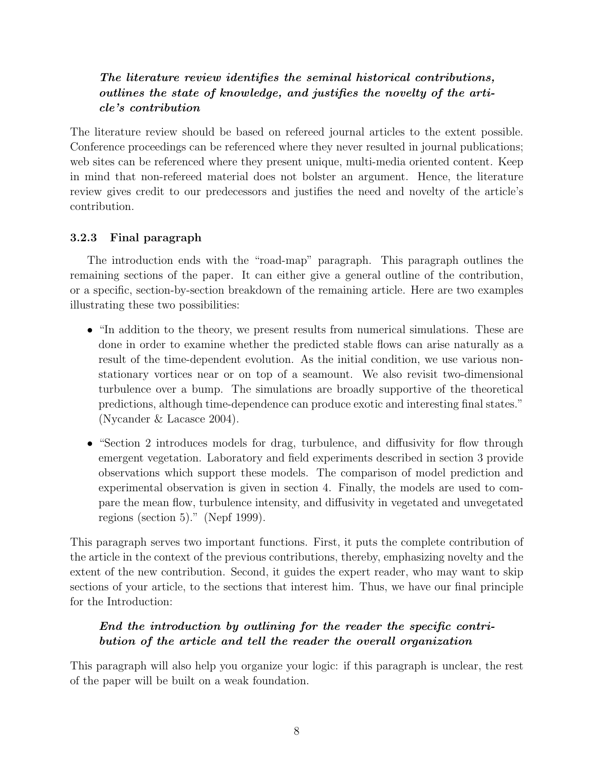***The literature review identifies the seminal historical contributions, outlines the state of knowledge, and justifies the novelty of the article's contribution***

The literature review should be based on refereed journal articles to the extent possible. Conference proceedings can be referenced where they never resulted in journal publications; web sites can be referenced where they present unique, multi-media oriented content. Keep in mind that non-refereed material does not bolster an argument. Hence, the literature review gives credit to our predecessors and justifies the need and novelty of the article's contribution.

### 3.2.3 Final paragraph

The introduction ends with the "road-map" paragraph. This paragraph outlines the remaining sections of the paper. It can either give a general outline of the contribution, or a specific, section-by-section breakdown of the remaining article. Here are two examples illustrating these two possibilities:

- "In addition to the theory, we present results from numerical simulations. These are done in order to examine whether the predicted stable flows can arise naturally as a result of the time-dependent evolution. As the initial condition, we use various non-stationary vortices near or on top of a seamount. We also revisit two-dimensional turbulence over a bump. The simulations are broadly supportive of the theoretical predictions, although time-dependence can produce exotic and interesting final states." (Nycander & Lacasce 2004).
- "Section 2 introduces models for drag, turbulence, and diffusivity for flow through emergent vegetation. Laboratory and field experiments described in section 3 provide observations which support these models. The comparison of model prediction and experimental observation is given in section 4. Finally, the models are used to compare the mean flow, turbulence intensity, and diffusivity in vegetated and unvegetated regions (section 5)." (Nepf 1999).

This paragraph serves two important functions. First, it puts the complete contribution of the article in the context of the previous contributions, thereby, emphasizing novelty and the extent of the new contribution. Second, it guides the expert reader, who may want to skip sections of your article, to the sections that interest him. Thus, we have our final principle for the Introduction:

***End the introduction by outlining for the reader the specific contribution of the article and tell the reader the overall organization***

This paragraph will also help you organize your logic: if this paragraph is unclear, the rest of the paper will be built on a weak foundation.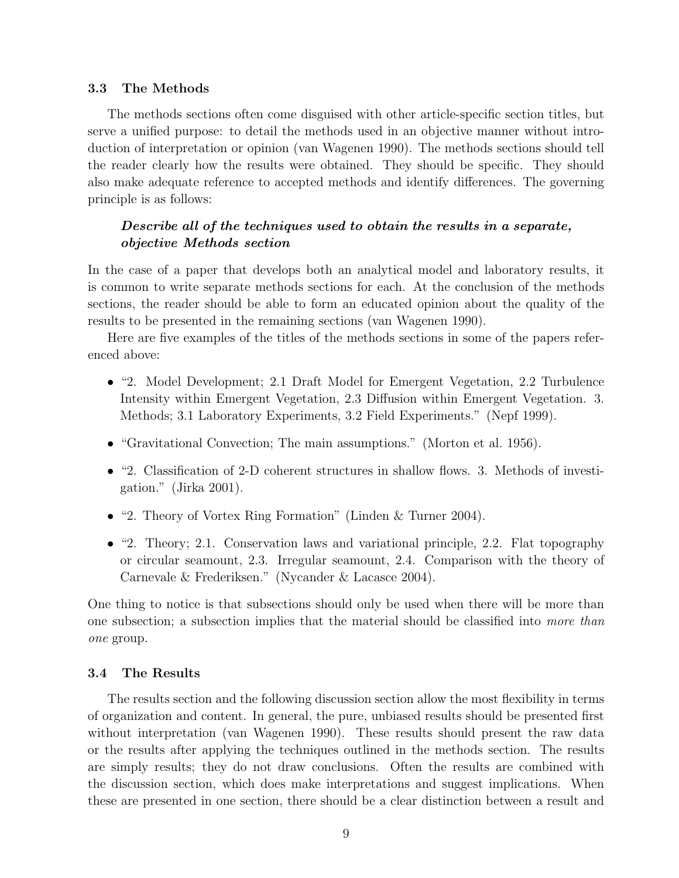### 3.3 The Methods

The methods sections often come disguised with other article-specific section titles, but serve a unified purpose: to detail the methods used in an objective manner without introduction of interpretation or opinion (van Wagenen 1990). The methods sections should tell the reader clearly how the results were obtained. They should be specific. They should also make adequate reference to accepted methods and identify differences. The governing principle is as follows:

> ***Describe all of the techniques used to obtain the results in a separate, objective Methods section***

In the case of a paper that develops both an analytical model and laboratory results, it is common to write separate methods sections for each. At the conclusion of the methods sections, the reader should be able to form an educated opinion about the quality of the results to be presented in the remaining sections (van Wagenen 1990).

Here are five examples of the titles of the methods sections in some of the papers referenced above:

- "2. Model Development; 2.1 Draft Model for Emergent Vegetation, 2.2 Turbulence Intensity within Emergent Vegetation, 2.3 Diffusion within Emergent Vegetation. 3. Methods; 3.1 Laboratory Experiments, 3.2 Field Experiments." (Nepf 1999).
- "Gravitational Convection; The main assumptions." (Morton et al. 1956).
- "2. Classification of 2-D coherent structures in shallow flows. 3. Methods of investigation." (Jirka 2001).
- "2. Theory of Vortex Ring Formation" (Linden & Turner 2004).
- "2. Theory; 2.1. Conservation laws and variational principle, 2.2. Flat topography or circular seamount, 2.3. Irregular seamount, 2.4. Comparison with the theory of Carnevale & Frederiksen." (Nycander & Lacasce 2004).

One thing to notice is that subsections should only be used when there will be more than one subsection; a subsection implies that the material should be classified into *more than one* group.

### 3.4 The Results

The results section and the following discussion section allow the most flexibility in terms of organization and content. In general, the pure, unbiased results should be presented first without interpretation (van Wagenen 1990). These results should present the raw data or the results after applying the techniques outlined in the methods section. The results are simply results; they do not draw conclusions. Often the results are combined with the discussion section, which does make interpretations and suggest implications. When these are presented in one section, there should be a clear distinction between a result and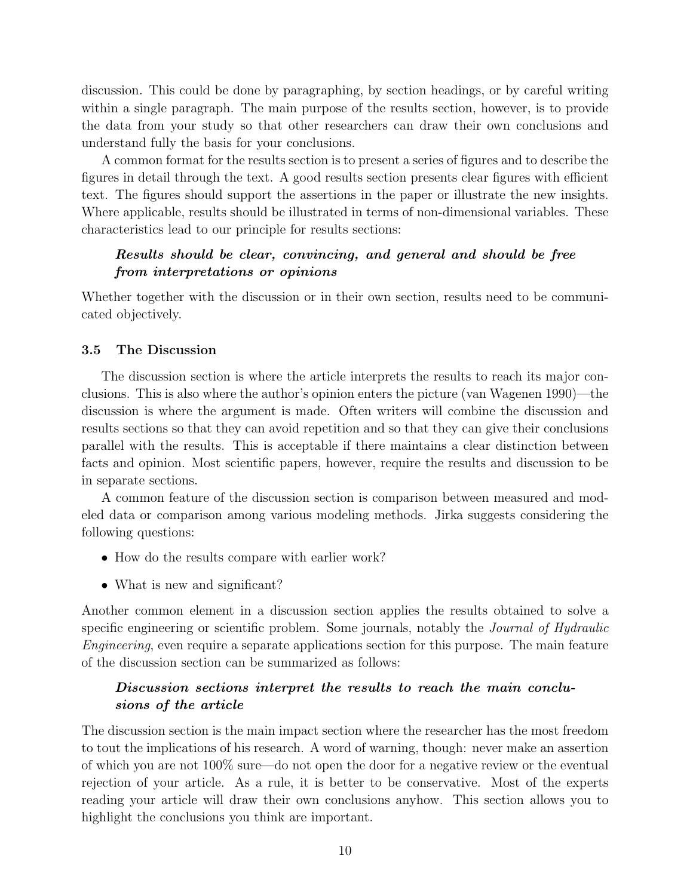discussion. This could be done by paragraphing, by section headings, or by careful writing within a single paragraph. The main purpose of the results section, however, is to provide the data from your study so that other researchers can draw their own conclusions and understand fully the basis for your conclusions.

A common format for the results section is to present a series of figures and to describe the figures in detail through the text. A good results section presents clear figures with efficient text. The figures should support the assertions in the paper or illustrate the new insights. Where applicable, results should be illustrated in terms of non-dimensional variables. These characteristics lead to our principle for results sections:

> ***Results should be clear, convincing, and general and should be free from interpretations or opinions***

Whether together with the discussion or in their own section, results need to be communicated objectively.

### 3.5 The Discussion

The discussion section is where the article interprets the results to reach its major conclusions. This is also where the author's opinion enters the picture (van Wagenen 1990)—the discussion is where the argument is made. Often writers will combine the discussion and results sections so that they can avoid repetition and so that they can give their conclusions parallel with the results. This is acceptable if there maintains a clear distinction between facts and opinion. Most scientific papers, however, require the results and discussion to be in separate sections.

A common feature of the discussion section is comparison between measured and modeled data or comparison among various modeling methods. Jirka suggests considering the following questions:

- How do the results compare with earlier work?
- What is new and significant?

Another common element in a discussion section applies the results obtained to solve a specific engineering or scientific problem. Some journals, notably the *Journal of Hydraulic Engineering*, even require a separate applications section for this purpose. The main feature of the discussion section can be summarized as follows:

> ***Discussion sections interpret the results to reach the main conclusions of the article***

The discussion section is the main impact section where the researcher has the most freedom to tout the implications of his research. A word of warning, though: never make an assertion of which you are not 100% sure—do not open the door for a negative review or the eventual rejection of your article. As a rule, it is better to be conservative. Most of the experts reading your article will draw their own conclusions anyhow. This section allows you to highlight the conclusions you think are important.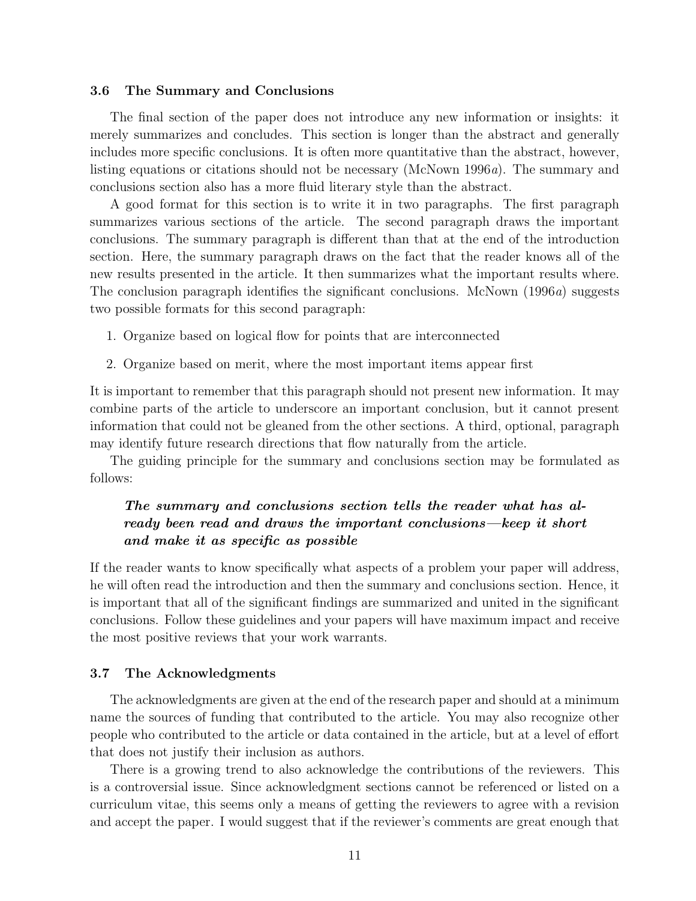### 3.6 The Summary and Conclusions

The final section of the paper does not introduce any new information or insights: it merely summarizes and concludes. This section is longer than the abstract and generally includes more specific conclusions. It is often more quantitative than the abstract, however, listing equations or citations should not be necessary (McNown 1996*a*). The summary and conclusions section also has a more fluid literary style than the abstract.

A good format for this section is to write it in two paragraphs. The first paragraph summarizes various sections of the article. The second paragraph draws the important conclusions. The summary paragraph is different than that at the end of the introduction section. Here, the summary paragraph draws on the fact that the reader knows all of the new results presented in the article. It then summarizes what the important results where. The conclusion paragraph identifies the significant conclusions. McNown (1996*a*) suggests two possible formats for this second paragraph:

1. Organize based on logical flow for points that are interconnected
2. Organize based on merit, where the most important items appear first

It is important to remember that this paragraph should not present new information. It may combine parts of the article to underscore an important conclusion, but it cannot present information that could not be gleaned from the other sections. A third, optional, paragraph may identify future research directions that flow naturally from the article.

The guiding principle for the summary and conclusions section may be formulated as follows:

> ***The summary and conclusions section tells the reader what has already been read and draws the important conclusions—keep it short and make it as specific as possible***

If the reader wants to know specifically what aspects of a problem your paper will address, he will often read the introduction and then the summary and conclusions section. Hence, it is important that all of the significant findings are summarized and united in the significant conclusions. Follow these guidelines and your papers will have maximum impact and receive the most positive reviews that your work warrants.

### 3.7 The Acknowledgments

The acknowledgments are given at the end of the research paper and should at a minimum name the sources of funding that contributed to the article. You may also recognize other people who contributed to the article or data contained in the article, but at a level of effort that does not justify their inclusion as authors.

There is a growing trend to also acknowledge the contributions of the reviewers. This is a controversial issue. Since acknowledgment sections cannot be referenced or listed on a curriculum vitae, this seems only a means of getting the reviewers to agree with a revision and accept the paper. I would suggest that if the reviewer's comments are great enough that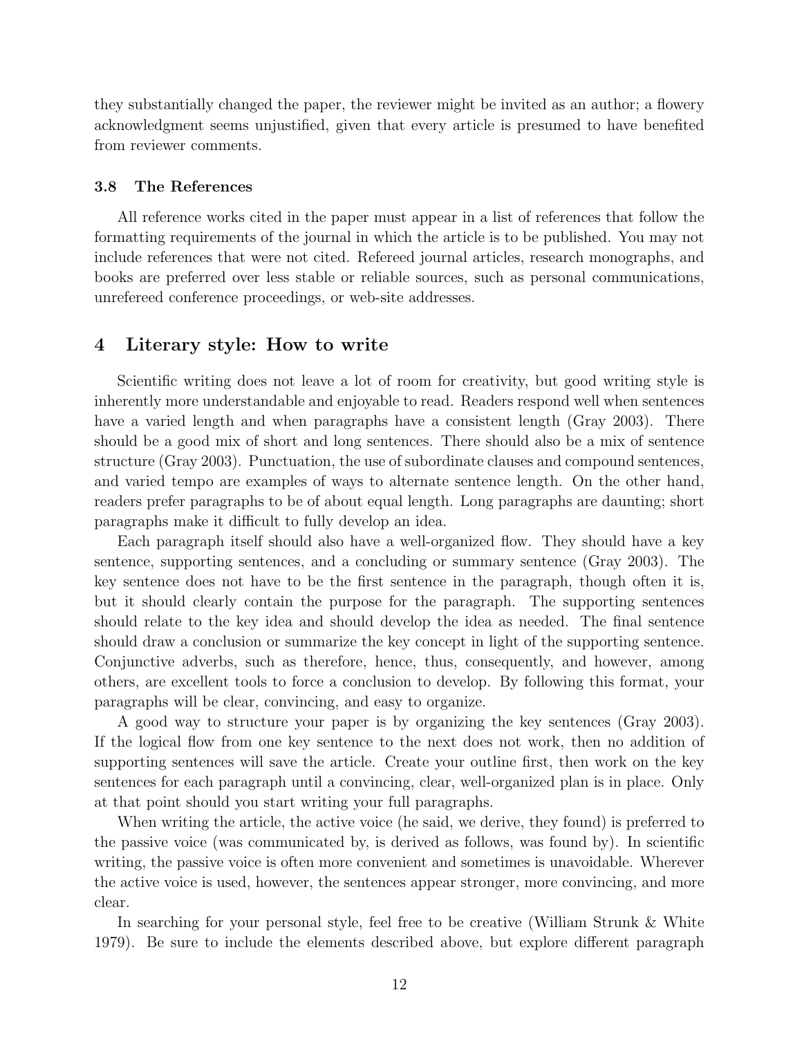they substantially changed the paper, the reviewer might be invited as an author; a flowery acknowledgment seems unjustified, given that every article is presumed to have benefited from reviewer comments.

### 3.8 The References

All reference works cited in the paper must appear in a list of references that follow the formatting requirements of the journal in which the article is to be published. You may not include references that were not cited. Refereed journal articles, research monographs, and books are preferred over less stable or reliable sources, such as personal communications, unrefereed conference proceedings, or web-site addresses.

## 4 Literary style: How to write

Scientific writing does not leave a lot of room for creativity, but good writing style is inherently more understandable and enjoyable to read. Readers respond well when sentences have a varied length and when paragraphs have a consistent length (Gray 2003). There should be a good mix of short and long sentences. There should also be a mix of sentence structure (Gray 2003). Punctuation, the use of subordinate clauses and compound sentences, and varied tempo are examples of ways to alternate sentence length. On the other hand, readers prefer paragraphs to be of about equal length. Long paragraphs are daunting; short paragraphs make it difficult to fully develop an idea.

Each paragraph itself should also have a well-organized flow. They should have a key sentence, supporting sentences, and a concluding or summary sentence (Gray 2003). The key sentence does not have to be the first sentence in the paragraph, though often it is, but it should clearly contain the purpose for the paragraph. The supporting sentences should relate to the key idea and should develop the idea as needed. The final sentence should draw a conclusion or summarize the key concept in light of the supporting sentence. Conjunctive adverbs, such as therefore, hence, thus, consequently, and however, among others, are excellent tools to force a conclusion to develop. By following this format, your paragraphs will be clear, convincing, and easy to organize.

A good way to structure your paper is by organizing the key sentences (Gray 2003). If the logical flow from one key sentence to the next does not work, then no addition of supporting sentences will save the article. Create your outline first, then work on the key sentences for each paragraph until a convincing, clear, well-organized plan is in place. Only at that point should you start writing your full paragraphs.

When writing the article, the active voice (he said, we derive, they found) is preferred to the passive voice (was communicated by, is derived as follows, was found by). In scientific writing, the passive voice is often more convenient and sometimes is unavoidable. Wherever the active voice is used, however, the sentences appear stronger, more convincing, and more clear.

In searching for your personal style, feel free to be creative (William Strunk & White 1979). Be sure to include the elements described above, but explore different paragraph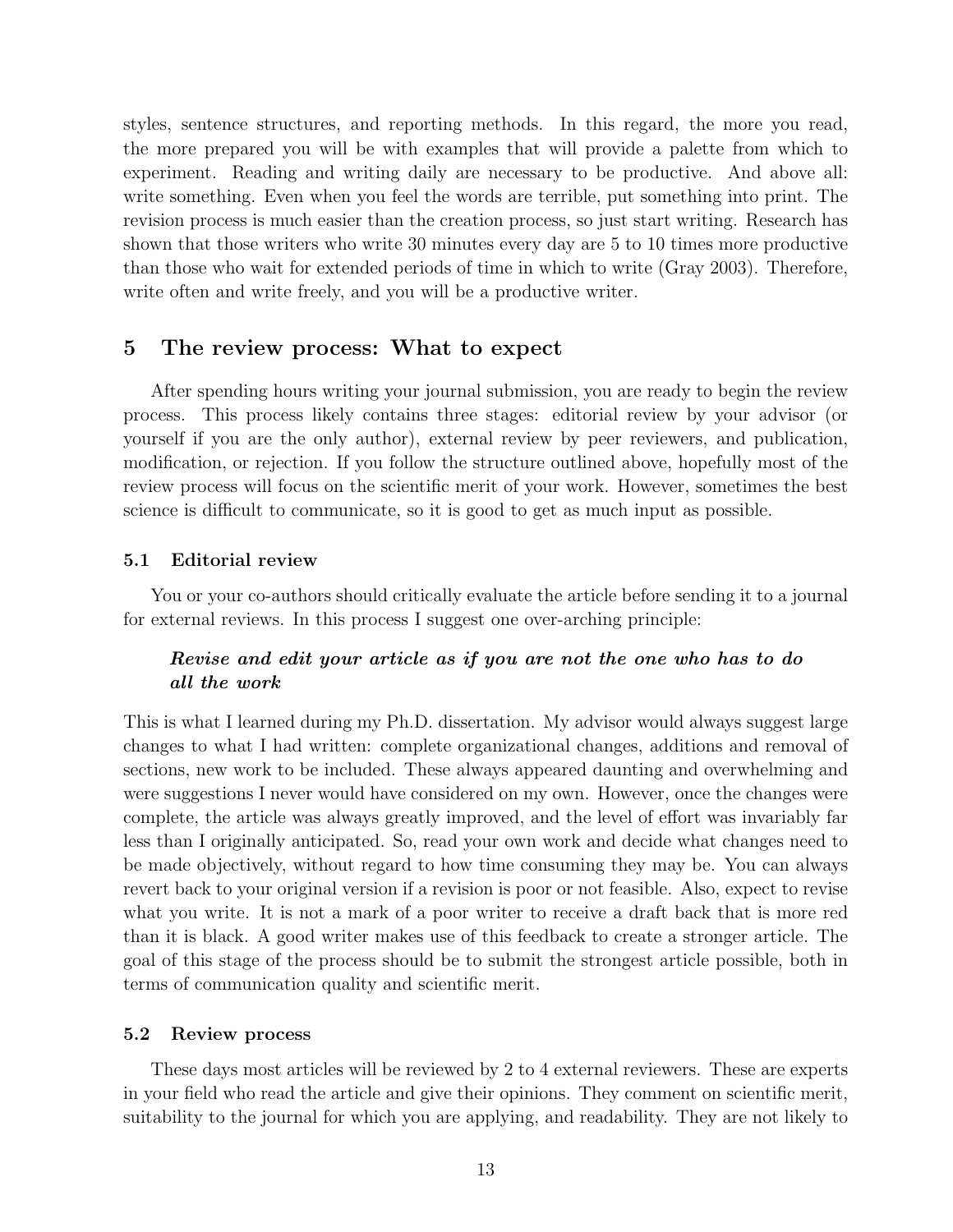styles, sentence structures, and reporting methods. In this regard, the more you read, the more prepared you will be with examples that will provide a palette from which to experiment. Reading and writing daily are necessary to be productive. And above all: write something. Even when you feel the words are terrible, put something into print. The revision process is much easier than the creation process, so just start writing. Research has shown that those writers who write 30 minutes every day are 5 to 10 times more productive than those who wait for extended periods of time in which to write (Gray 2003). Therefore, write often and write freely, and you will be a productive writer.

## 5 The review process: What to expect

After spending hours writing your journal submission, you are ready to begin the review process. This process likely contains three stages: editorial review by your advisor (or yourself if you are the only author), external review by peer reviewers, and publication, modification, or rejection. If you follow the structure outlined above, hopefully most of the review process will focus on the scientific merit of your work. However, sometimes the best science is difficult to communicate, so it is good to get as much input as possible.

### 5.1 Editorial review

You or your co-authors should critically evaluate the article before sending it to a journal for external reviews. In this process I suggest one over-arching principle:

> ***Revise and edit your article as if you are not the one who has to do all the work***

This is what I learned during my Ph.D. dissertation. My advisor would always suggest large changes to what I had written: complete organizational changes, additions and removal of sections, new work to be included. These always appeared daunting and overwhelming and were suggestions I never would have considered on my own. However, once the changes were complete, the article was always greatly improved, and the level of effort was invariably far less than I originally anticipated. So, read your own work and decide what changes need to be made objectively, without regard to how time consuming they may be. You can always revert back to your original version if a revision is poor or not feasible. Also, expect to revise what you write. It is not a mark of a poor writer to receive a draft back that is more red than it is black. A good writer makes use of this feedback to create a stronger article. The goal of this stage of the process should be to submit the strongest article possible, both in terms of communication quality and scientific merit.

### 5.2 Review process

These days most articles will be reviewed by 2 to 4 external reviewers. These are experts in your field who read the article and give their opinions. They comment on scientific merit, suitability to the journal for which you are applying, and readability. They are not likely to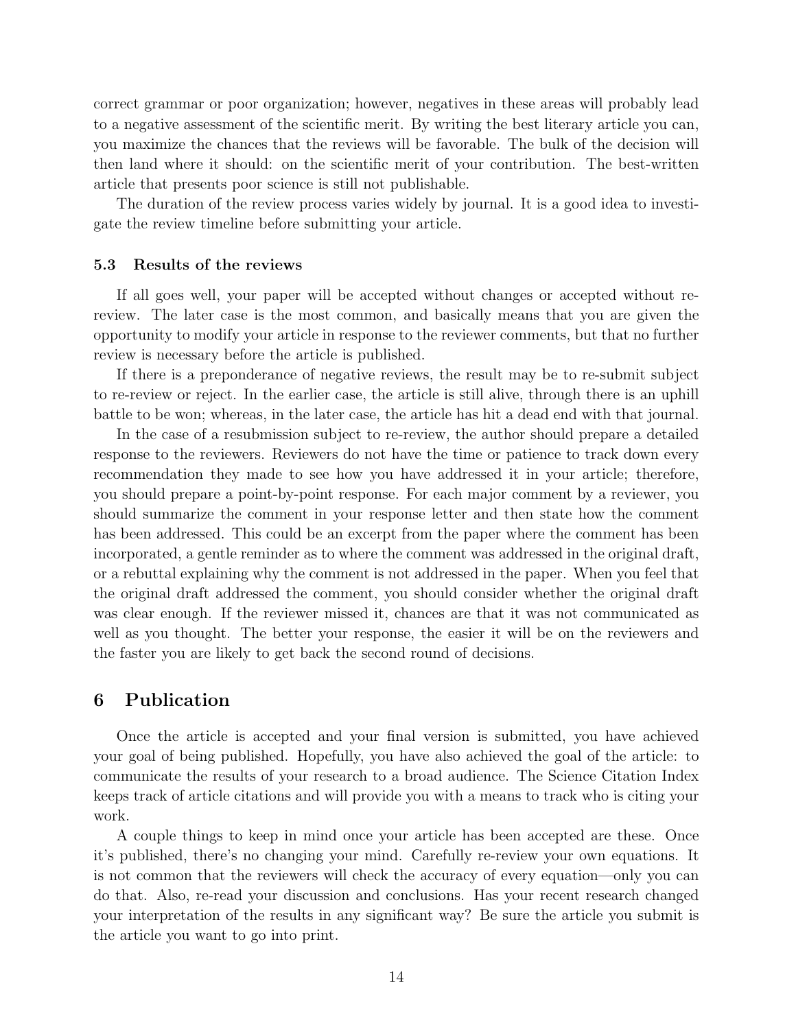correct grammar or poor organization; however, negatives in these areas will probably lead to a negative assessment of the scientific merit. By writing the best literary article you can, you maximize the chances that the reviews will be favorable. The bulk of the decision will then land where it should: on the scientific merit of your contribution. The best-written article that presents poor science is still not publishable.

The duration of the review process varies widely by journal. It is a good idea to investigate the review timeline before submitting your article.

### 5.3 Results of the reviews

If all goes well, your paper will be accepted without changes or accepted without re-review. The later case is the most common, and basically means that you are given the opportunity to modify your article in response to the reviewer comments, but that no further review is necessary before the article is published.

If there is a preponderance of negative reviews, the result may be to re-submit subject to re-review or reject. In the earlier case, the article is still alive, through there is an uphill battle to be won; whereas, in the later case, the article has hit a dead end with that journal.

In the case of a resubmission subject to re-review, the author should prepare a detailed response to the reviewers. Reviewers do not have the time or patience to track down every recommendation they made to see how you have addressed it in your article; therefore, you should prepare a point-by-point response. For each major comment by a reviewer, you should summarize the comment in your response letter and then state how the comment has been addressed. This could be an excerpt from the paper where the comment has been incorporated, a gentle reminder as to where the comment was addressed in the original draft, or a rebuttal explaining why the comment is not addressed in the paper. When you feel that the original draft addressed the comment, you should consider whether the original draft was clear enough. If the reviewer missed it, chances are that it was not communicated as well as you thought. The better your response, the easier it will be on the reviewers and the faster you are likely to get back the second round of decisions.

## 6 Publication

Once the article is accepted and your final version is submitted, you have achieved your goal of being published. Hopefully, you have also achieved the goal of the article: to communicate the results of your research to a broad audience. The Science Citation Index keeps track of article citations and will provide you with a means to track who is citing your work.

A couple things to keep in mind once your article has been accepted are these. Once it's published, there's no changing your mind. Carefully re-review your own equations. It is not common that the reviewers will check the accuracy of every equation—only you can do that. Also, re-read your discussion and conclusions. Has your recent research changed your interpretation of the results in any significant way? Be sure the article you submit is the article you want to go into print.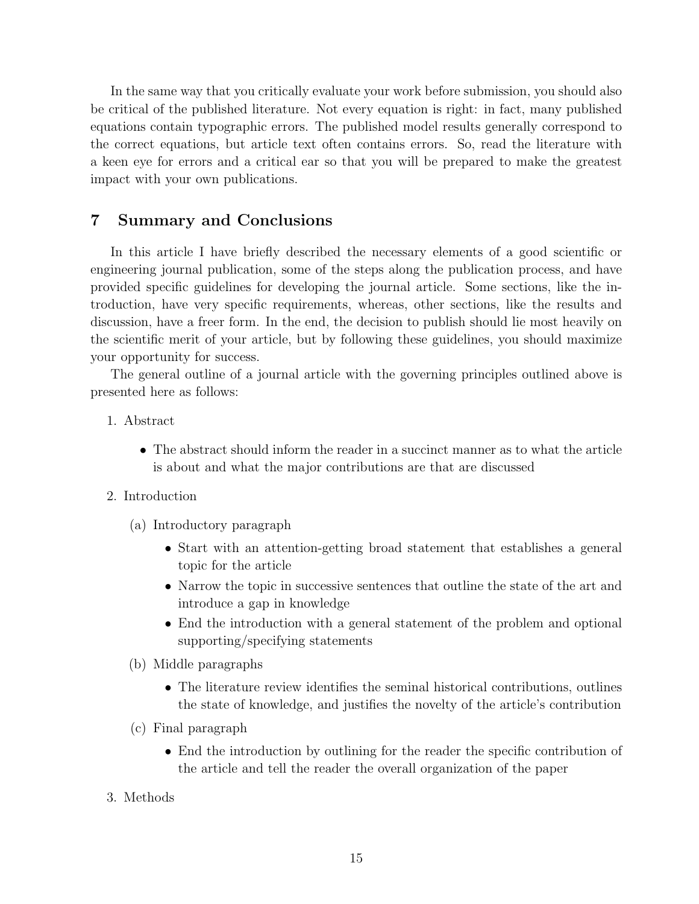In the same way that you critically evaluate your work before submission, you should also be critical of the published literature. Not every equation is right: in fact, many published equations contain typographic errors. The published model results generally correspond to the correct equations, but article text often contains errors. So, read the literature with a keen eye for errors and a critical ear so that you will be prepared to make the greatest impact with your own publications.

## 7 Summary and Conclusions

In this article I have briefly described the necessary elements of a good scientific or engineering journal publication, some of the steps along the publication process, and have provided specific guidelines for developing the journal article. Some sections, like the introduction, have very specific requirements, whereas, other sections, like the results and discussion, have a freer form. In the end, the decision to publish should lie most heavily on the scientific merit of your article, but by following these guidelines, you should maximize your opportunity for success.

The general outline of a journal article with the governing principles outlined above is presented here as follows:

1. Abstract
   - The abstract should inform the reader in a succinct manner as to what the article is about and what the major contributions are that are discussed
2. Introduction
   (a) Introductory paragraph
   - Start with an attention-getting broad statement that establishes a general topic for the article
   - Narrow the topic in successive sentences that outline the state of the art and introduce a gap in knowledge
   - End the introduction with a general statement of the problem and optional supporting/specifying statements

   (b) Middle paragraphs
   - The literature review identifies the seminal historical contributions, outlines the state of knowledge, and justifies the novelty of the article's contribution

   (c) Final paragraph
   - End the introduction by outlining for the reader the specific contribution of the article and tell the reader the overall organization of the paper
3. Methods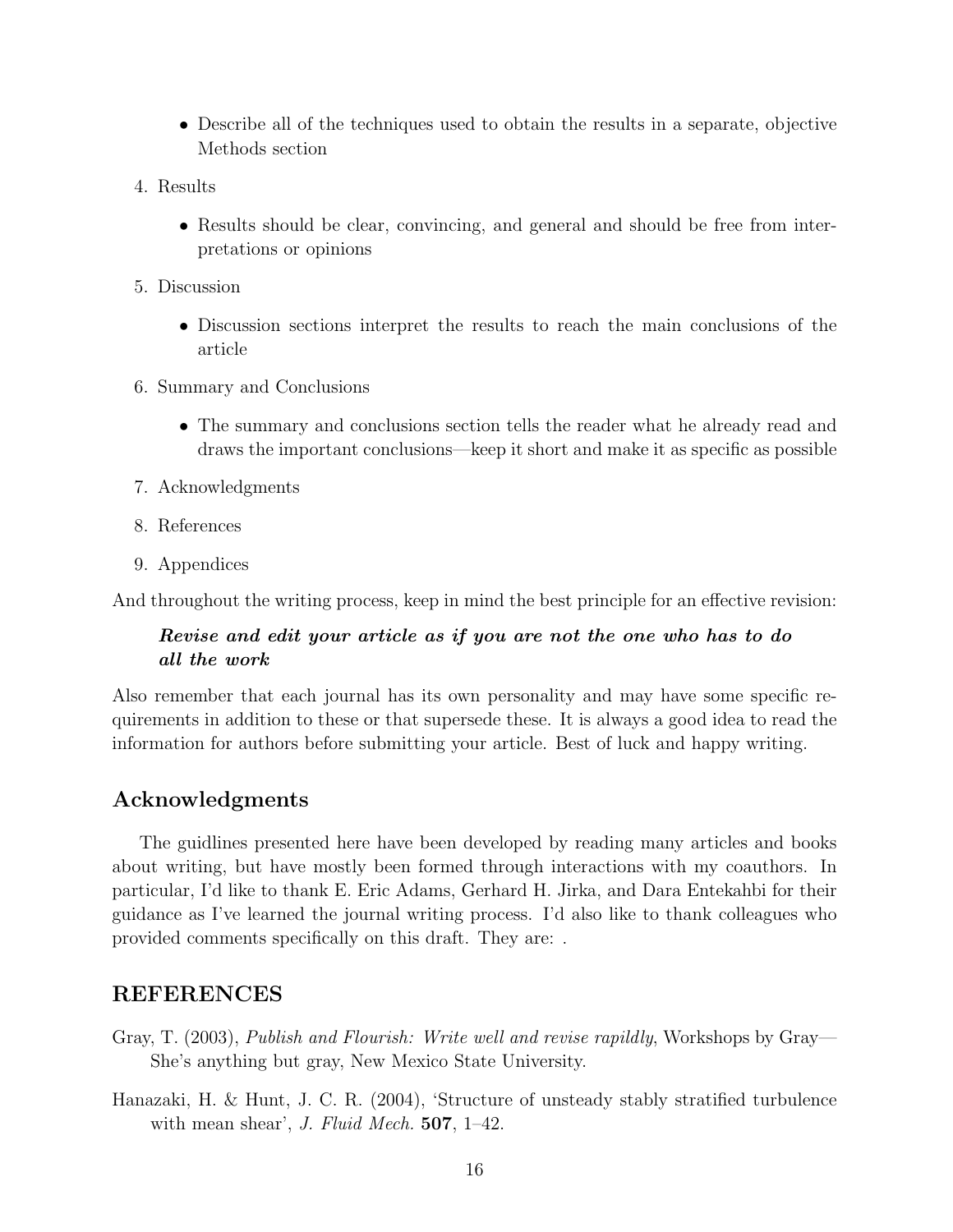- Describe all of the techniques used to obtain the results in a separate, objective Methods section

4. Results

   - Results should be clear, convincing, and general and should be free from interpretations or opinions

5. Discussion

   - Discussion sections interpret the results to reach the main conclusions of the article

6. Summary and Conclusions

   - The summary and conclusions section tells the reader what he already read and draws the important conclusions—keep it short and make it as specific as possible

7. Acknowledgments

8. References

9. Appendices

And throughout the writing process, keep in mind the best principle for an effective revision:

> ***Revise and edit your article as if you are not the one who has to do all the work***

Also remember that each journal has its own personality and may have some specific requirements in addition to these or that supersede these. It is always a good idea to read the information for authors before submitting your article. Best of luck and happy writing.

## Acknowledgments

The guidlines presented here have been developed by reading many articles and books about writing, but have mostly been formed through interactions with my coauthors. In particular, I'd like to thank E. Eric Adams, Gerhard H. Jirka, and Dara Entekahbi for their guidance as I've learned the journal writing process. I'd also like to thank colleagues who provided comments specifically on this draft. They are: .

## REFERENCES

Gray, T. (2003), *Publish and Flourish: Write well and revise rapildly*, Workshops by Gray—She's anything but gray, New Mexico State University.

Hanazaki, H. & Hunt, J. C. R. (2004), 'Structure of unsteady stably stratified turbulence with mean shear', *J. Fluid Mech.* **507**, 1–42.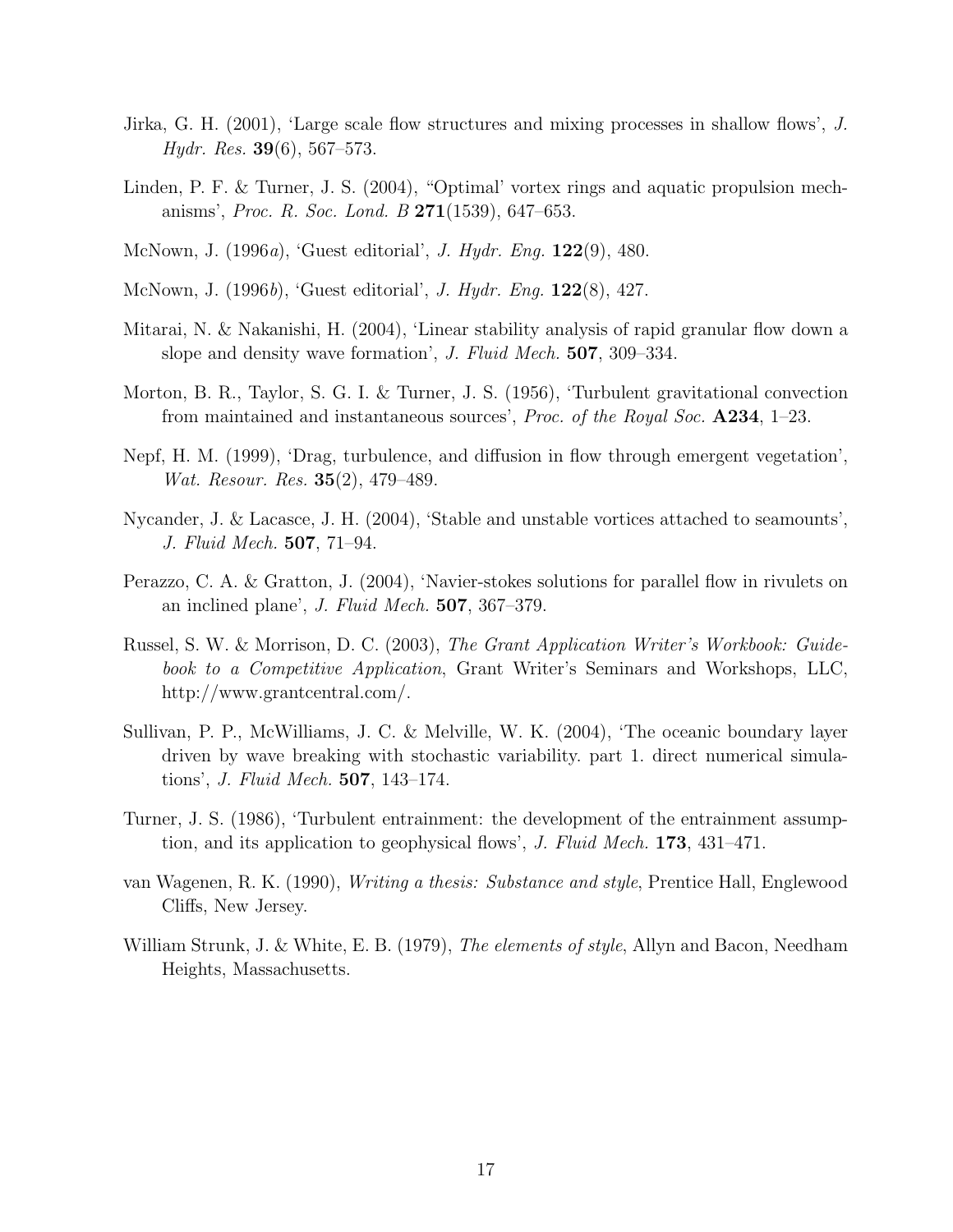Jirka, G. H. (2001), 'Large scale flow structures and mixing processes in shallow flows', *J. Hydr. Res.* **39**(6), 567–573.

Linden, P. F. & Turner, J. S. (2004), ''Optimal' vortex rings and aquatic propulsion mechanisms', *Proc. R. Soc. Lond. B* **271**(1539), 647–653.

McNown, J. (1996*a*), 'Guest editorial', *J. Hydr. Eng.* **122**(9), 480.

McNown, J. (1996*b*), 'Guest editorial', *J. Hydr. Eng.* **122**(8), 427.

Mitarai, N. & Nakanishi, H. (2004), 'Linear stability analysis of rapid granular flow down a slope and density wave formation', *J. Fluid Mech.* **507**, 309–334.

Morton, B. R., Taylor, S. G. I. & Turner, J. S. (1956), 'Turbulent gravitational convection from maintained and instantaneous sources', *Proc. of the Royal Soc.* **A234**, 1–23.

Nepf, H. M. (1999), 'Drag, turbulence, and diffusion in flow through emergent vegetation', *Wat. Resour. Res.* **35**(2), 479–489.

Nycander, J. & Lacasce, J. H. (2004), 'Stable and unstable vortices attached to seamounts', *J. Fluid Mech.* **507**, 71–94.

Perazzo, C. A. & Gratton, J. (2004), 'Navier-stokes solutions for parallel flow in rivulets on an inclined plane', *J. Fluid Mech.* **507**, 367–379.

Russel, S. W. & Morrison, D. C. (2003), *The Grant Application Writer's Workbook: Guidebook to a Competitive Application*, Grant Writer's Seminars and Workshops, LLC, http://www.grantcentral.com/.

Sullivan, P. P., McWilliams, J. C. & Melville, W. K. (2004), 'The oceanic boundary layer driven by wave breaking with stochastic variability. part 1. direct numerical simulations', *J. Fluid Mech.* **507**, 143–174.

Turner, J. S. (1986), 'Turbulent entrainment: the development of the entrainment assumption, and its application to geophysical flows', *J. Fluid Mech.* **173**, 431–471.

van Wagenen, R. K. (1990), *Writing a thesis: Substance and style*, Prentice Hall, Englewood Cliffs, New Jersey.

William Strunk, J. & White, E. B. (1979), *The elements of style*, Allyn and Bacon, Needham Heights, Massachusetts.